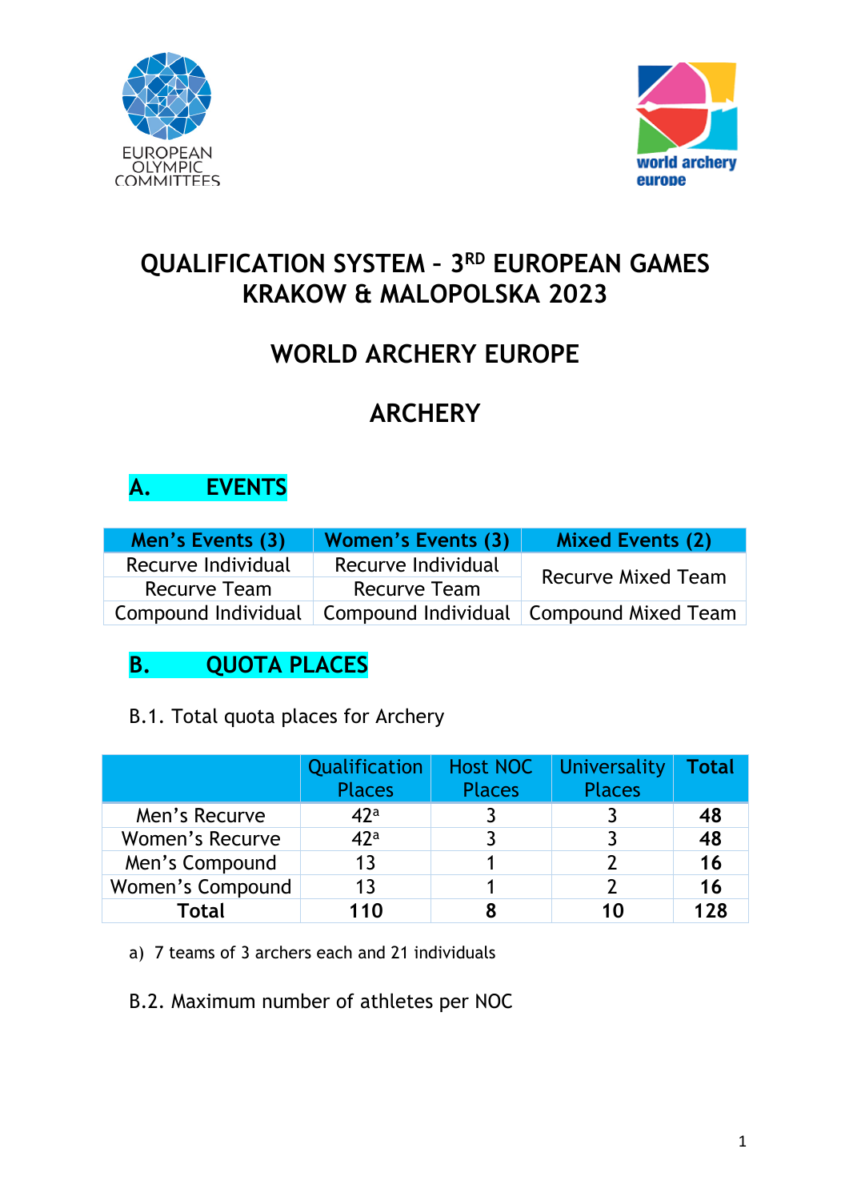# QUALIFICATION SYSTEM – 3RD EUROPEAN GAMES KRAKOW & MALOPOLSKA 2023

# WORLD ARCHERY EUROPE

# ARCHERY

## A. EVENTS

| Men's Events (3) | Women's Events (3) | Mixed Events (2) |
|---|---|---|
| Recurve Individual | Recurve Individual | Recurve Mixed Team |
| Recurve Team | Recurve Team | |
| Compound Individual | Compound Individual | Compound Mixed Team |

## B. QUOTA PLACES

B.1. Total quota places for Archery

| | Qualification Places | Host NOC Places | Universality Places | Total |
|---|---|---|---|---|
| Men's Recurve | 42[a] | 3 | 3 | **48** |
| Women's Recurve | 42[a] | 3 | 3 | **48** |
| Men's Compound | 13 | 1 | 2 | **16** |
| Women's Compound | 13 | 1 | 2 | **16** |
| **Total** | **110** | **8** | **10** | **128** |

a) 7 teams of 3 archers each and 21 individuals

B.2. Maximum number of athletes per NOC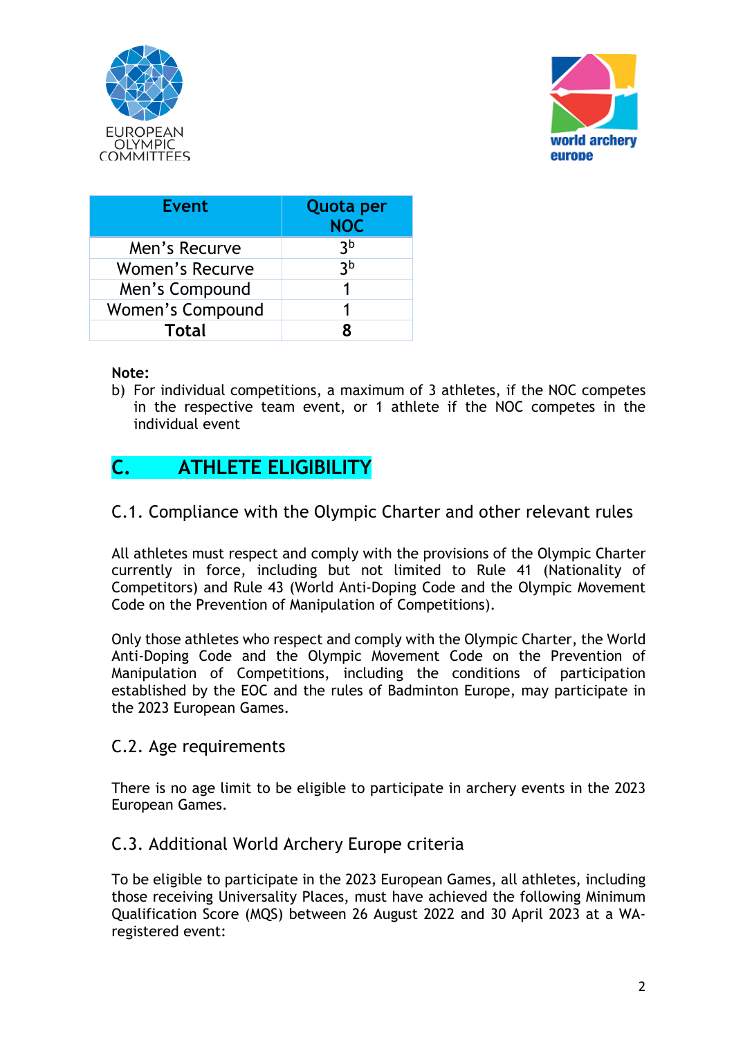| Event | Quota per NOC |
| --- | --- |
| Men's Recurve | 3[b] |
| Women's Recurve | 3[b] |
| Men's Compound | 1 |
| Women's Compound | 1 |
| **Total** | **8** |

**Note:**

b) For individual competitions, a maximum of 3 athletes, if the NOC competes in the respective team event, or 1 athlete if the NOC competes in the individual event

# C. ATHLETE ELIGIBILITY

## C.1. Compliance with the Olympic Charter and other relevant rules

All athletes must respect and comply with the provisions of the Olympic Charter currently in force, including but not limited to Rule 41 (Nationality of Competitors) and Rule 43 (World Anti-Doping Code and the Olympic Movement Code on the Prevention of Manipulation of Competitions).

Only those athletes who respect and comply with the Olympic Charter, the World Anti-Doping Code and the Olympic Movement Code on the Prevention of Manipulation of Competitions, including the conditions of participation established by the EOC and the rules of Badminton Europe, may participate in the 2023 European Games.

## C.2. Age requirements

There is no age limit to be eligible to participate in archery events in the 2023 European Games.

## C.3. Additional World Archery Europe criteria

To be eligible to participate in the 2023 European Games, all athletes, including those receiving Universality Places, must have achieved the following Minimum Qualification Score (MQS) between 26 August 2022 and 30 April 2023 at a WA-registered event: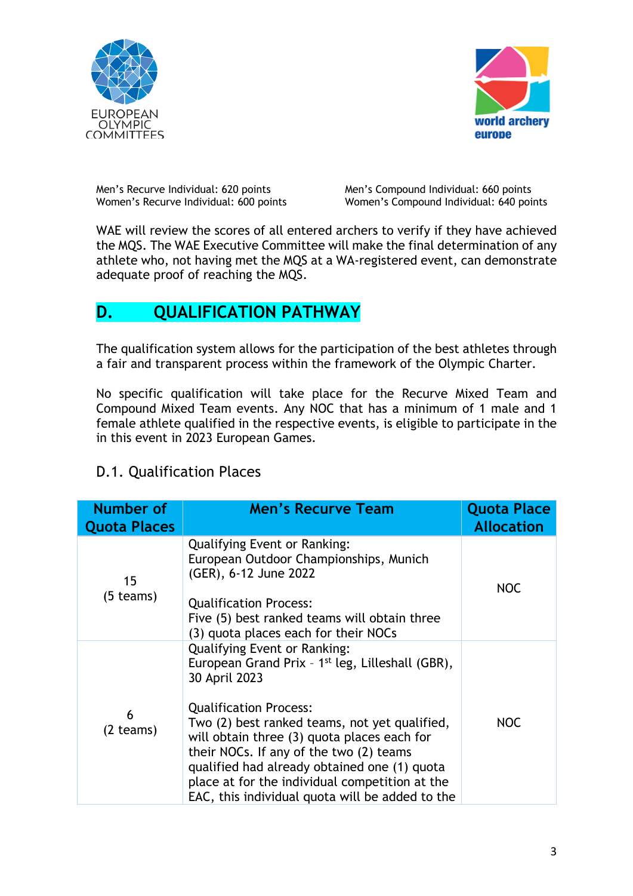Men's Recurve Individual: 620 points
Women's Recurve Individual: 600 points

Men's Compound Individual: 660 points
Women's Compound Individual: 640 points

WAE will review the scores of all entered archers to verify if they have achieved the MQS. The WAE Executive Committee will make the final determination of any athlete who, not having met the MQS at a WA-registered event, can demonstrate adequate proof of reaching the MQS.

## D. QUALIFICATION PATHWAY

The qualification system allows for the participation of the best athletes through a fair and transparent process within the framework of the Olympic Charter.

No specific qualification will take place for the Recurve Mixed Team and Compound Mixed Team events. Any NOC that has a minimum of 1 male and 1 female athlete qualified in the respective events, is eligible to participate in the in this event in 2023 European Games.

### D.1. Qualification Places

| Number of Quota Places | Men's Recurve Team | Quota Place Allocation |
|---|---|---|
| 15<br>(5 teams) | Qualifying Event or Ranking:<br>European Outdoor Championships, Munich (GER), 6-12 June 2022<br><br>Qualification Process:<br>Five (5) best ranked teams will obtain three (3) quota places each for their NOCs | NOC |
| 6<br>(2 teams) | Qualifying Event or Ranking:<br>European Grand Prix – 1st leg, Lilleshall (GBR), 30 April 2023<br><br>Qualification Process:<br>Two (2) best ranked teams, not yet qualified, will obtain three (3) quota places each for their NOCs. If any of the two (2) teams qualified had already obtained one (1) quota place at for the individual competition at the EAC, this individual quota will be added to the | NOC |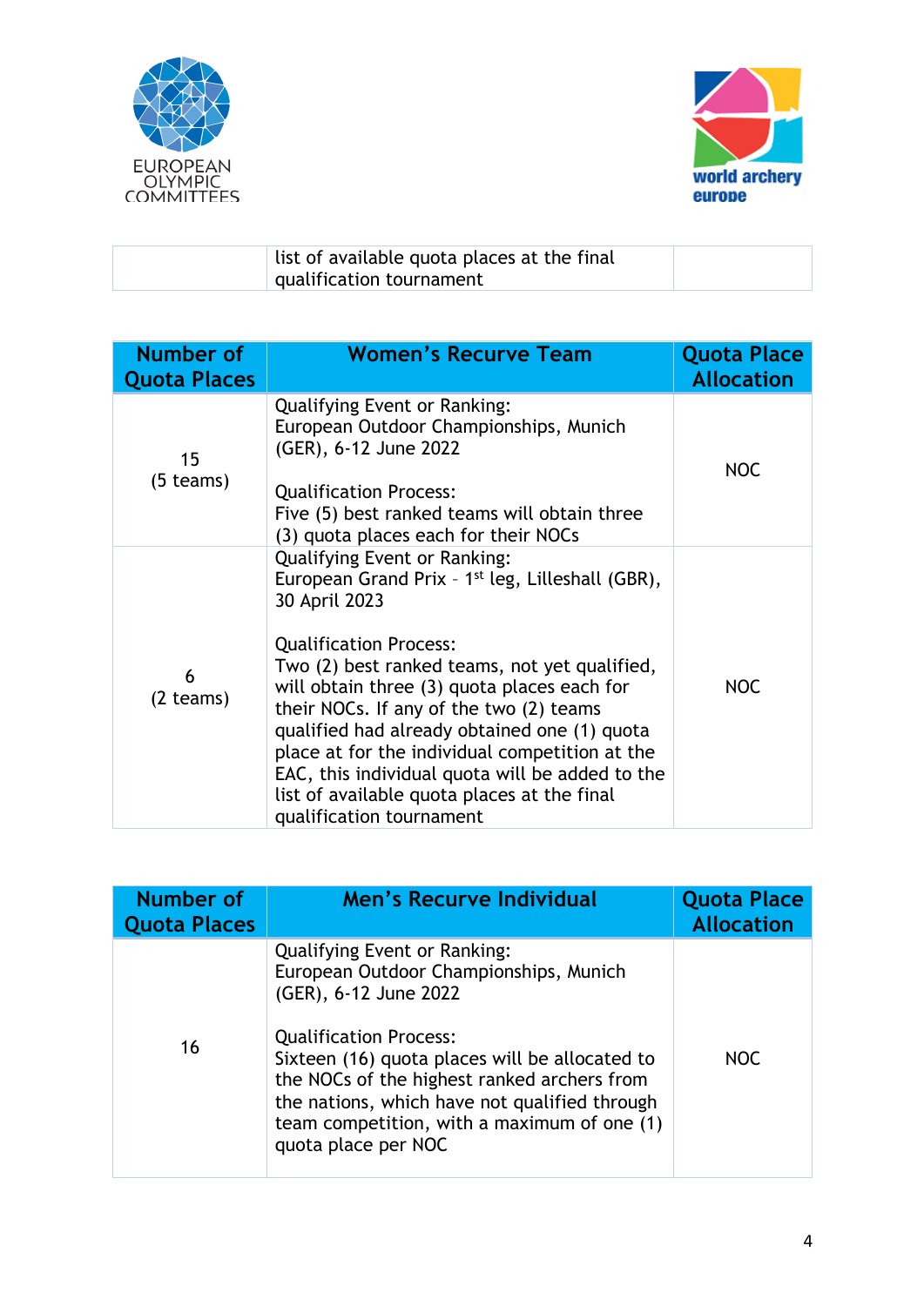| | list of available quota places at the final qualification tournament | |
|---|---|---|

| Number of Quota Places | Women's Recurve Team | Quota Place Allocation |
|---|---|---|
| 15 (5 teams) | Qualifying Event or Ranking: European Outdoor Championships, Munich (GER), 6-12 June 2022<br><br>Qualification Process: Five (5) best ranked teams will obtain three (3) quota places each for their NOCs | NOC |
| 6 (2 teams) | Qualifying Event or Ranking: European Grand Prix – 1st leg, Lilleshall (GBR), 30 April 2023<br><br>Qualification Process: Two (2) best ranked teams, not yet qualified, will obtain three (3) quota places each for their NOCs. If any of the two (2) teams qualified had already obtained one (1) quota place at for the individual competition at the EAC, this individual quota will be added to the list of available quota places at the final qualification tournament | NOC |

| Number of Quota Places | Men's Recurve Individual | Quota Place Allocation |
|---|---|---|
| 16 | Qualifying Event or Ranking: European Outdoor Championships, Munich (GER), 6-12 June 2022<br><br>Qualification Process: Sixteen (16) quota places will be allocated to the NOCs of the highest ranked archers from the nations, which have not qualified through team competition, with a maximum of one (1) quota place per NOC | NOC |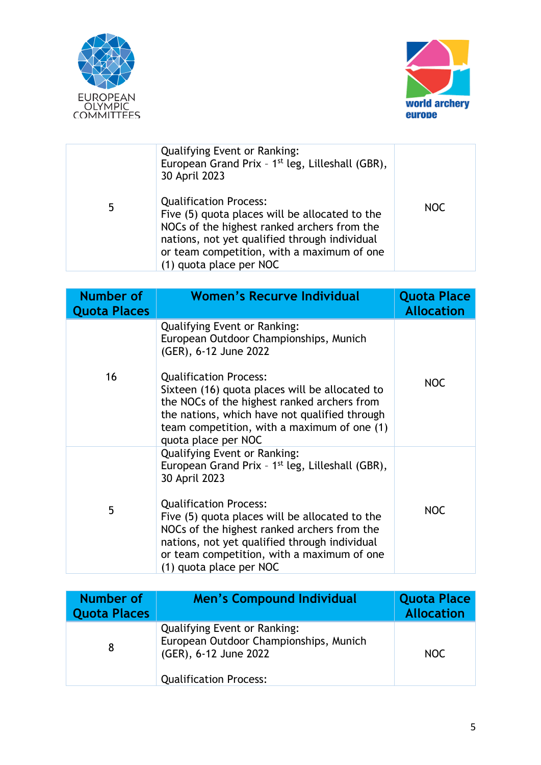| | | |
|---|---|---|
| 5 | Qualifying Event or Ranking:<br>European Grand Prix – 1st leg, Lilleshall (GBR), 30 April 2023<br><br>Qualification Process:<br>Five (5) quota places will be allocated to the NOCs of the highest ranked archers from the nations, not yet qualified through individual or team competition, with a maximum of one (1) quota place per NOC | NOC |

| Number of Quota Places | Women's Recurve Individual | Quota Place Allocation |
|---|---|---|
| 16 | Qualifying Event or Ranking:<br>European Outdoor Championships, Munich (GER), 6-12 June 2022<br><br>Qualification Process:<br>Sixteen (16) quota places will be allocated to the NOCs of the highest ranked archers from the nations, which have not qualified through team competition, with a maximum of one (1) quota place per NOC | NOC |
| 5 | Qualifying Event or Ranking:<br>European Grand Prix – 1st leg, Lilleshall (GBR), 30 April 2023<br><br>Qualification Process:<br>Five (5) quota places will be allocated to the NOCs of the highest ranked archers from the nations, not yet qualified through individual or team competition, with a maximum of one (1) quota place per NOC | NOC |

| Number of Quota Places | Men's Compound Individual | Quota Place Allocation |
|---|---|---|
| 8 | Qualifying Event or Ranking:<br>European Outdoor Championships, Munich (GER), 6-12 June 2022<br><br>Qualification Process: | NOC |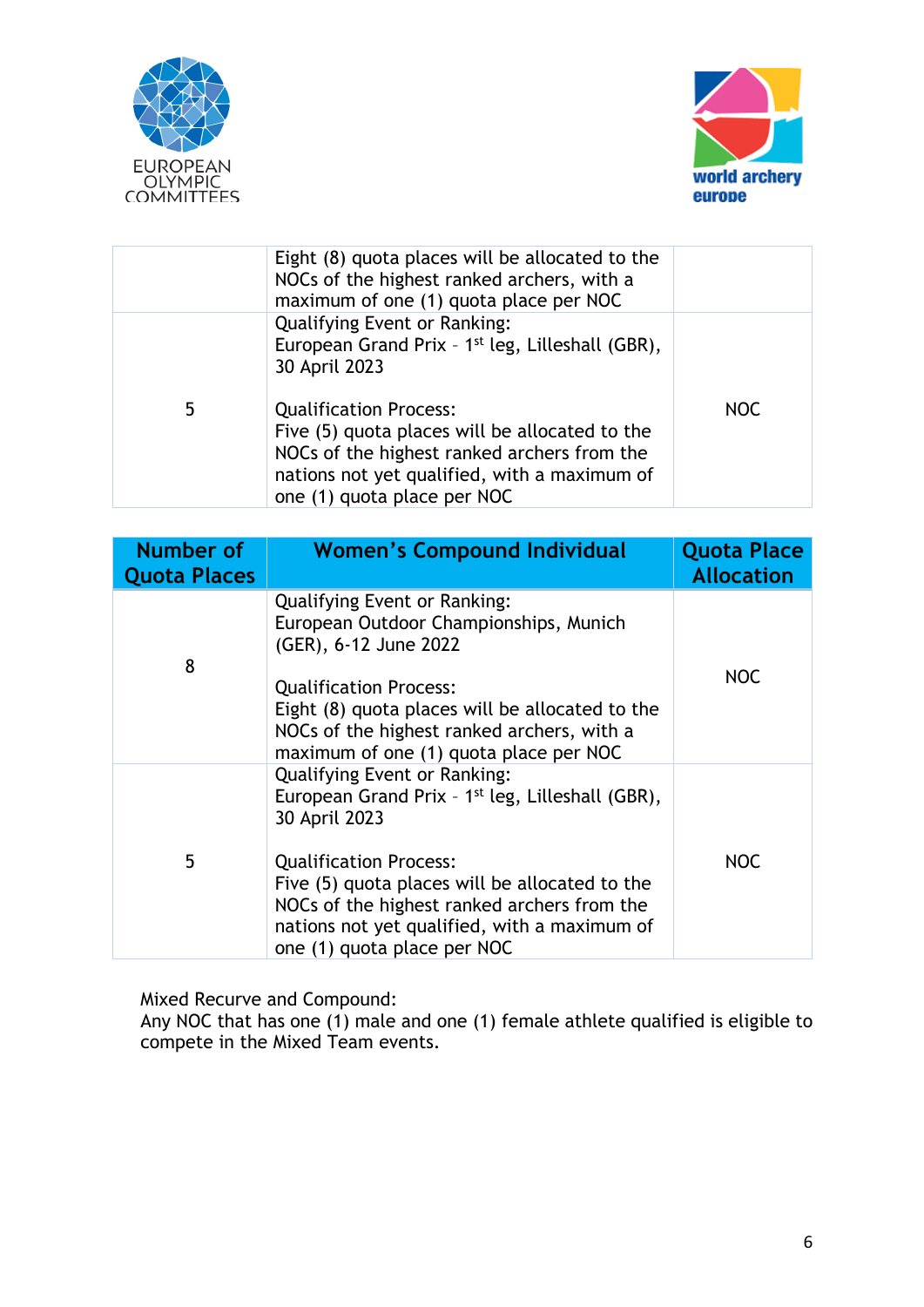| | | |
|---|---|---|
| | Eight (8) quota places will be allocated to the NOCs of the highest ranked archers, with a maximum of one (1) quota place per NOC | |
| 5 | Qualifying Event or Ranking:<br>European Grand Prix – 1st leg, Lilleshall (GBR), 30 April 2023<br><br>Qualification Process:<br>Five (5) quota places will be allocated to the NOCs of the highest ranked archers from the nations not yet qualified, with a maximum of one (1) quota place per NOC | NOC |

| Number of Quota Places | Women's Compound Individual | Quota Place Allocation |
|---|---|---|
| 8 | Qualifying Event or Ranking:<br>European Outdoor Championships, Munich (GER), 6-12 June 2022<br><br>Qualification Process:<br>Eight (8) quota places will be allocated to the NOCs of the highest ranked archers, with a maximum of one (1) quota place per NOC | NOC |
| 5 | Qualifying Event or Ranking:<br>European Grand Prix – 1st leg, Lilleshall (GBR), 30 April 2023<br><br>Qualification Process:<br>Five (5) quota places will be allocated to the NOCs of the highest ranked archers from the nations not yet qualified, with a maximum of one (1) quota place per NOC | NOC |

Mixed Recurve and Compound:
Any NOC that has one (1) male and one (1) female athlete qualified is eligible to compete in the Mixed Team events.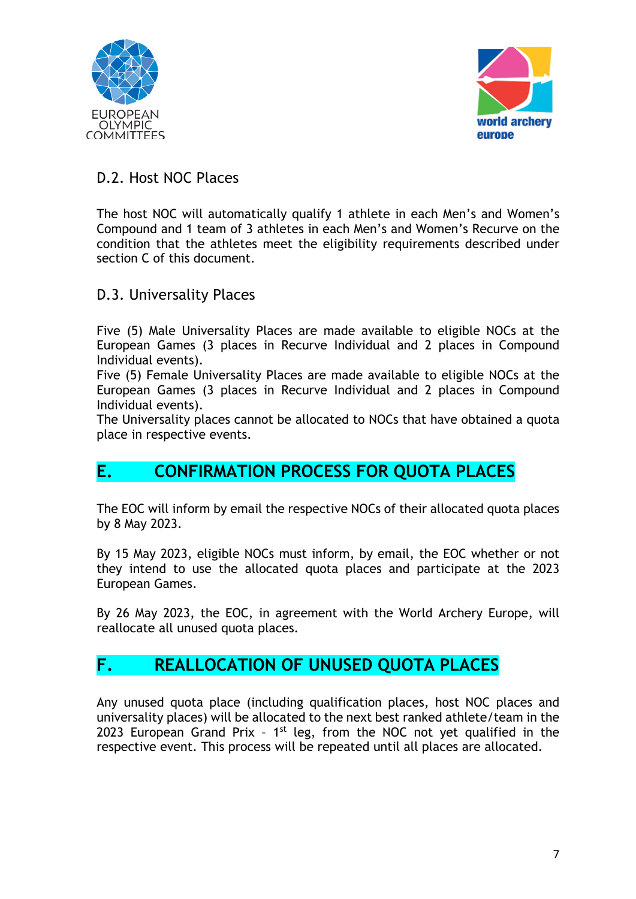### D.2. Host NOC Places

The host NOC will automatically qualify 1 athlete in each Men's and Women's Compound and 1 team of 3 athletes in each Men's and Women's Recurve on the condition that the athletes meet the eligibility requirements described under section C of this document.

### D.3. Universality Places

Five (5) Male Universality Places are made available to eligible NOCs at the European Games (3 places in Recurve Individual and 2 places in Compound Individual events).
Five (5) Female Universality Places are made available to eligible NOCs at the European Games (3 places in Recurve Individual and 2 places in Compound Individual events).
The Universality places cannot be allocated to NOCs that have obtained a quota place in respective events.

## E. CONFIRMATION PROCESS FOR QUOTA PLACES

The EOC will inform by email the respective NOCs of their allocated quota places by 8 May 2023.

By 15 May 2023, eligible NOCs must inform, by email, the EOC whether or not they intend to use the allocated quota places and participate at the 2023 European Games.

By 26 May 2023, the EOC, in agreement with the World Archery Europe, will reallocate all unused quota places.

## F. REALLOCATION OF UNUSED QUOTA PLACES

Any unused quota place (including qualification places, host NOC places and universality places) will be allocated to the next best ranked athlete/team in the 2023 European Grand Prix – 1st leg, from the NOC not yet qualified in the respective event. This process will be repeated until all places are allocated.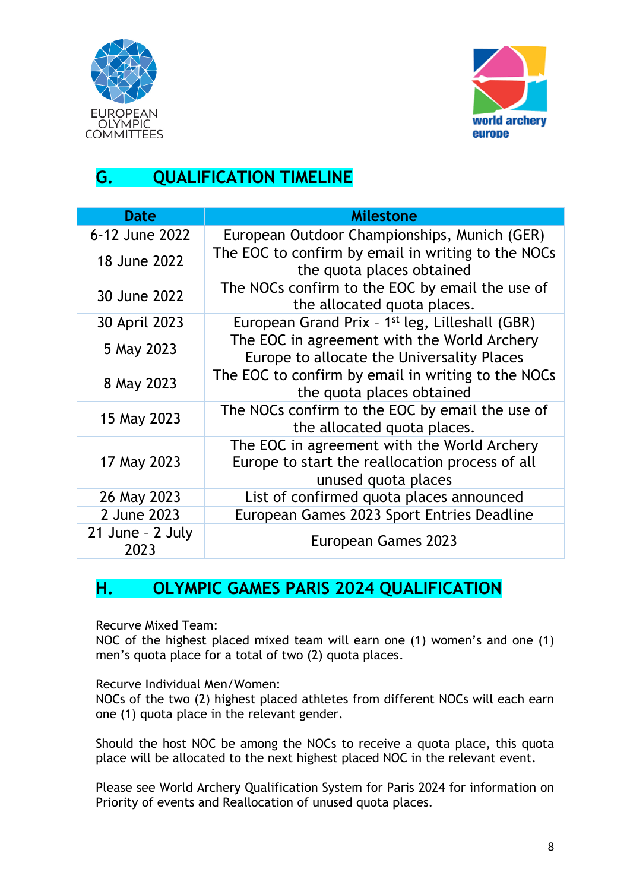## G. QUALIFICATION TIMELINE

| Date | Milestone |
|---|---|
| 6-12 June 2022 | European Outdoor Championships, Munich (GER) |
| 18 June 2022 | The EOC to confirm by email in writing to the NOCs the quota places obtained |
| 30 June 2022 | The NOCs confirm to the EOC by email the use of the allocated quota places. |
| 30 April 2023 | European Grand Prix – 1st leg, Lilleshall (GBR) |
| 5 May 2023 | The EOC in agreement with the World Archery Europe to allocate the Universality Places |
| 8 May 2023 | The EOC to confirm by email in writing to the NOCs the quota places obtained |
| 15 May 2023 | The NOCs confirm to the EOC by email the use of the allocated quota places. |
| 17 May 2023 | The EOC in agreement with the World Archery Europe to start the reallocation process of all unused quota places |
| 26 May 2023 | List of confirmed quota places announced |
| 2 June 2023 | European Games 2023 Sport Entries Deadline |
| 21 June – 2 July 2023 | European Games 2023 |

## H. OLYMPIC GAMES PARIS 2024 QUALIFICATION

Recurve Mixed Team:
NOC of the highest placed mixed team will earn one (1) women's and one (1) men's quota place for a total of two (2) quota places.

Recurve Individual Men/Women:
NOCs of the two (2) highest placed athletes from different NOCs will each earn one (1) quota place in the relevant gender.

Should the host NOC be among the NOCs to receive a quota place, this quota place will be allocated to the next highest placed NOC in the relevant event.

Please see World Archery Qualification System for Paris 2024 for information on Priority of events and Reallocation of unused quota places.